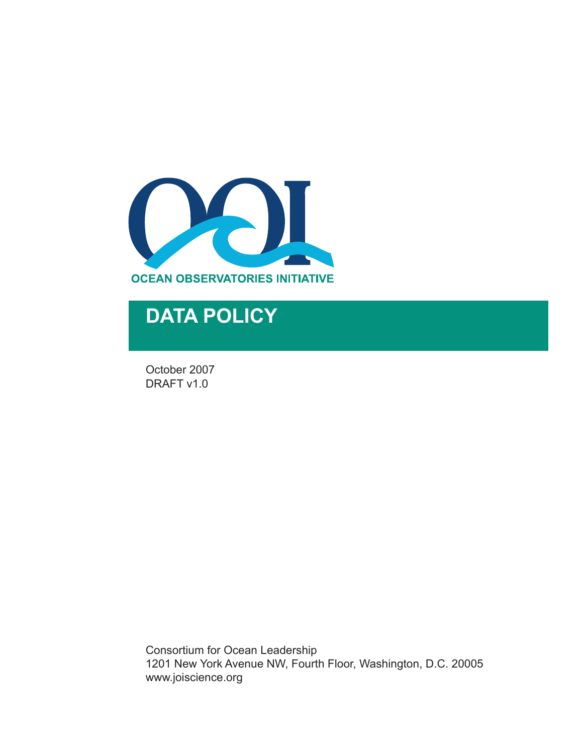OCEAN OBSERVATORIES INITIATIVE

# DATA POLICY

October 2007
DRAFT v1.0

Consortium for Ocean Leadership
1201 New York Avenue NW, Fourth Floor, Washington, D.C. 20005
www.joiscience.org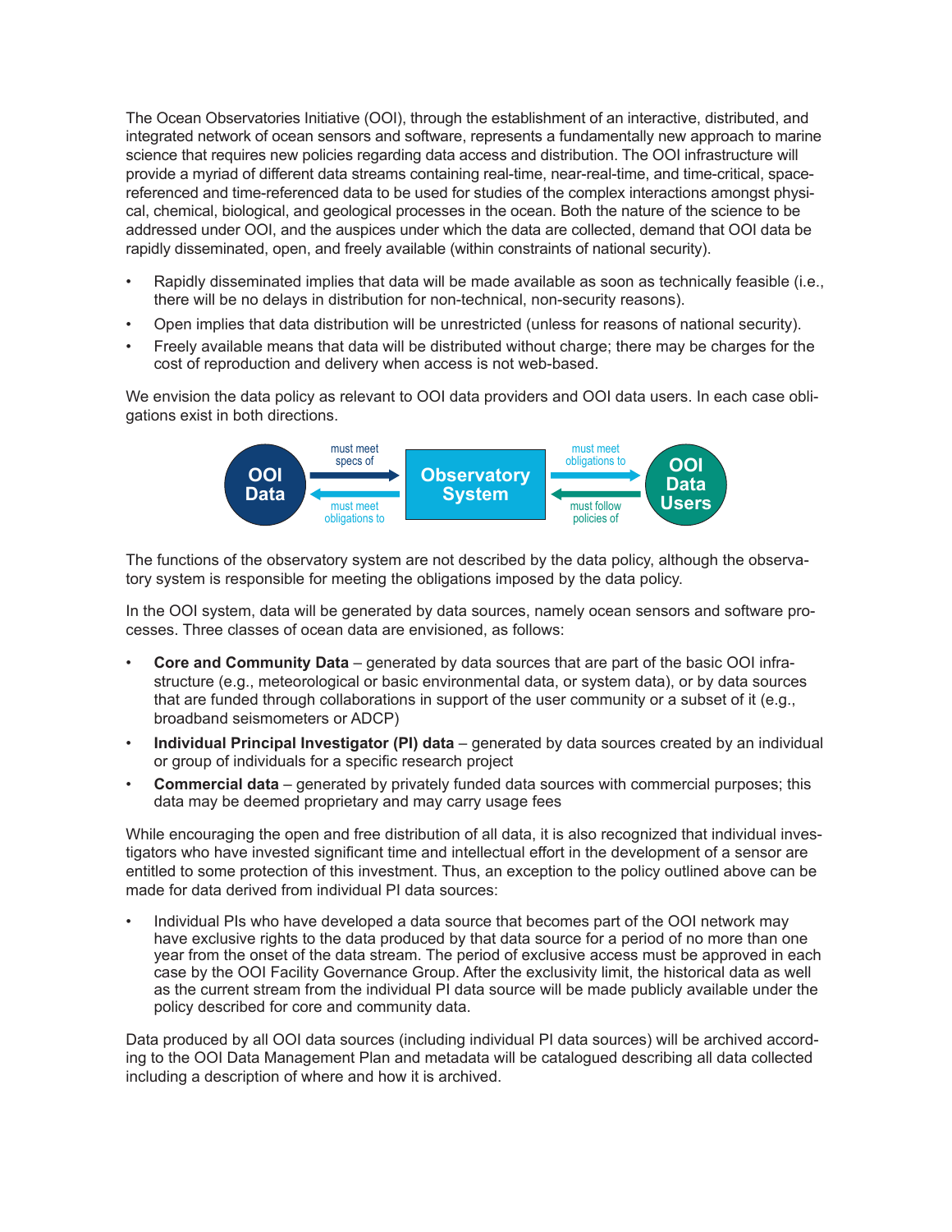The Ocean Observatories Initiative (OOI), through the establishment of an interactive, distributed, and integrated network of ocean sensors and software, represents a fundamentally new approach to marine science that requires new policies regarding data access and distribution. The OOI infrastructure will provide a myriad of different data streams containing real-time, near-real-time, and time-critical, space-referenced and time-referenced data to be used for studies of the complex interactions amongst physical, chemical, biological, and geological processes in the ocean. Both the nature of the science to be addressed under OOI, and the auspices under which the data are collected, demand that OOI data be rapidly disseminated, open, and freely available (within constraints of national security).

- Rapidly disseminated implies that data will be made available as soon as technically feasible (i.e., there will be no delays in distribution for non-technical, non-security reasons).
- Open implies that data distribution will be unrestricted (unless for reasons of national security).
- Freely available means that data will be distributed without charge; there may be charges for the cost of reproduction and delivery when access is not web-based.

We envision the data policy as relevant to OOI data providers and OOI data users. In each case obligations exist in both directions.

OOI Data → (must meet specs of) → Observatory System → (must meet obligations to) → OOI Data Users

OOI Data ← (must meet obligations to) ← Observatory System ← (must follow policies of) ← OOI Data Users

The functions of the observatory system are not described by the data policy, although the observatory system is responsible for meeting the obligations imposed by the data policy.

In the OOI system, data will be generated by data sources, namely ocean sensors and software processes. Three classes of ocean data are envisioned, as follows:

- **Core and Community Data** – generated by data sources that are part of the basic OOI infrastructure (e.g., meteorological or basic environmental data, or system data), or by data sources that are funded through collaborations in support of the user community or a subset of it (e.g., broadband seismometers or ADCP)
- **Individual Principal Investigator (PI) data** – generated by data sources created by an individual or group of individuals for a specific research project
- **Commercial data** – generated by privately funded data sources with commercial purposes; this data may be deemed proprietary and may carry usage fees

While encouraging the open and free distribution of all data, it is also recognized that individual investigators who have invested significant time and intellectual effort in the development of a sensor are entitled to some protection of this investment. Thus, an exception to the policy outlined above can be made for data derived from individual PI data sources:

- Individual PIs who have developed a data source that becomes part of the OOI network may have exclusive rights to the data produced by that data source for a period of no more than one year from the onset of the data stream. The period of exclusive access must be approved in each case by the OOI Facility Governance Group. After the exclusivity limit, the historical data as well as the current stream from the individual PI data source will be made publicly available under the policy described for core and community data.

Data produced by all OOI data sources (including individual PI data sources) will be archived according to the OOI Data Management Plan and metadata will be catalogued describing all data collected including a description of where and how it is archived.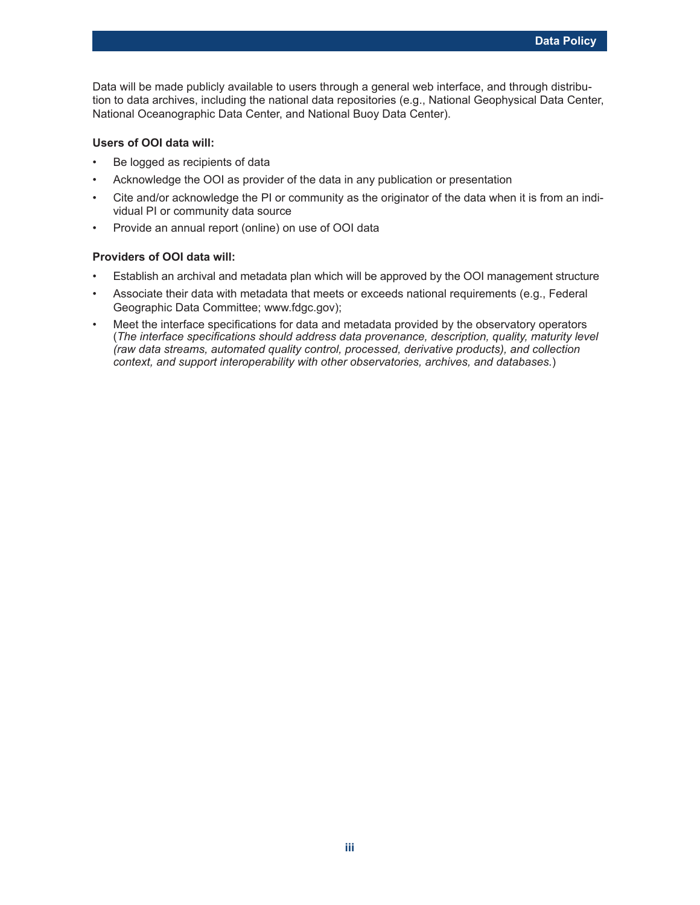Data will be made publicly available to users through a general web interface, and through distribution to data archives, including the national data repositories (e.g., National Geophysical Data Center, National Oceanographic Data Center, and National Buoy Data Center).

**Users of OOI data will:**

- Be logged as recipients of data
- Acknowledge the OOI as provider of the data in any publication or presentation
- Cite and/or acknowledge the PI or community as the originator of the data when it is from an individual PI or community data source
- Provide an annual report (online) on use of OOI data

**Providers of OOI data will:**

- Establish an archival and metadata plan which will be approved by the OOI management structure
- Associate their data with metadata that meets or exceeds national requirements (e.g., Federal Geographic Data Committee; www.fdgc.gov);
- Meet the interface specifications for data and metadata provided by the observatory operators (*The interface specifications should address data provenance, description, quality, maturity level (raw data streams, automated quality control, processed, derivative products), and collection context, and support interoperability with other observatories, archives, and databases.*)